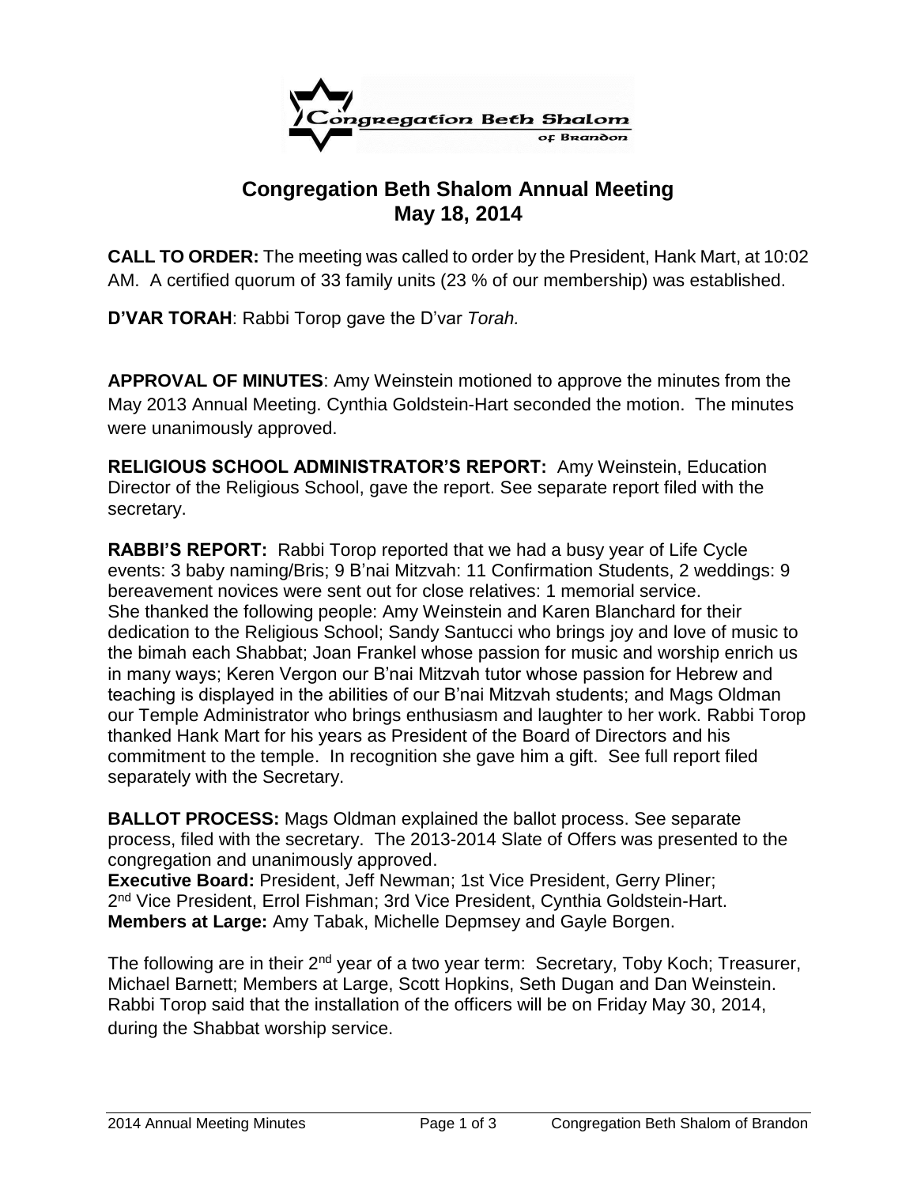# Congregation Beth Shalom Annual Meeting
## May 18, 2014

**CALL TO ORDER:** The meeting was called to order by the President, Hank Mart, at 10:02 AM. A certified quorum of 33 family units (23 % of our membership) was established.

**D'VAR TORAH**: Rabbi Torop gave the D'var *Torah.*

**APPROVAL OF MINUTES**: Amy Weinstein motioned to approve the minutes from the May 2013 Annual Meeting. Cynthia Goldstein-Hart seconded the motion. The minutes were unanimously approved.

**RELIGIOUS SCHOOL ADMINISTRATOR'S REPORT:** Amy Weinstein, Education Director of the Religious School, gave the report. See separate report filed with the secretary.

**RABBI'S REPORT:** Rabbi Torop reported that we had a busy year of Life Cycle events: 3 baby naming/Bris; 9 B'nai Mitzvah: 11 Confirmation Students, 2 weddings: 9 bereavement novices were sent out for close relatives: 1 memorial service. She thanked the following people: Amy Weinstein and Karen Blanchard for their dedication to the Religious School; Sandy Santucci who brings joy and love of music to the bimah each Shabbat; Joan Frankel whose passion for music and worship enrich us in many ways; Keren Vergon our B'nai Mitzvah tutor whose passion for Hebrew and teaching is displayed in the abilities of our B'nai Mitzvah students; and Mags Oldman our Temple Administrator who brings enthusiasm and laughter to her work. Rabbi Torop thanked Hank Mart for his years as President of the Board of Directors and his commitment to the temple. In recognition she gave him a gift. See full report filed separately with the Secretary.

**BALLOT PROCESS:** Mags Oldman explained the ballot process. See separate process, filed with the secretary. The 2013-2014 Slate of Offers was presented to the congregation and unanimously approved.
**Executive Board:** President, Jeff Newman; 1st Vice President, Gerry Pliner; 2nd Vice President, Errol Fishman; 3rd Vice President, Cynthia Goldstein-Hart.
**Members at Large:** Amy Tabak, Michelle Depmsey and Gayle Borgen.

The following are in their 2nd year of a two year term: Secretary, Toby Koch; Treasurer, Michael Barnett; Members at Large, Scott Hopkins, Seth Dugan and Dan Weinstein. Rabbi Torop said that the installation of the officers will be on Friday May 30, 2014, during the Shabbat worship service.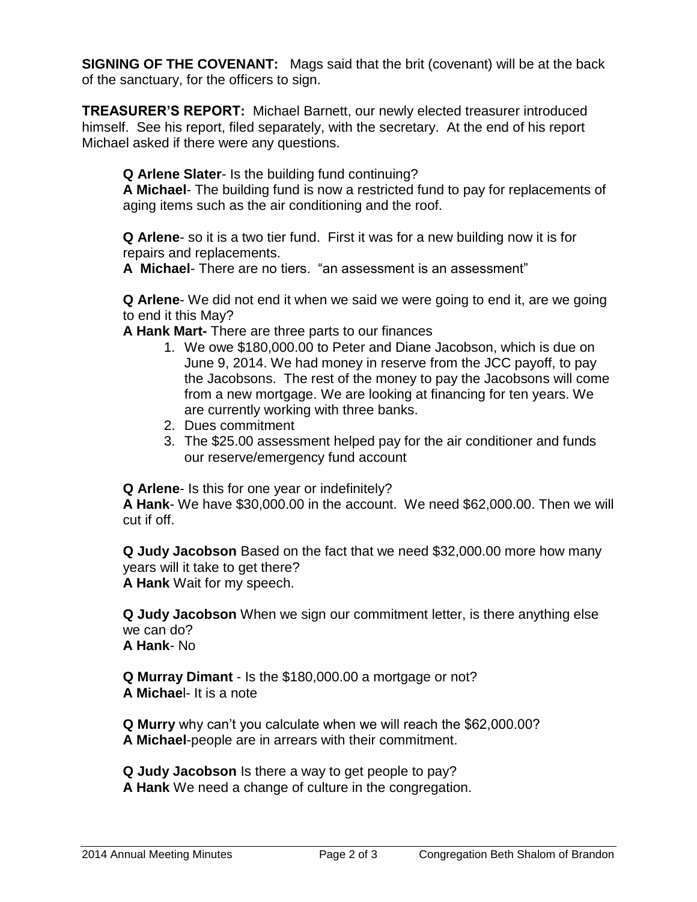**SIGNING OF THE COVENANT:** Mags said that the brit (covenant) will be at the back of the sanctuary, for the officers to sign.

**TREASURER'S REPORT:** Michael Barnett, our newly elected treasurer introduced himself. See his report, filed separately, with the secretary. At the end of his report Michael asked if there were any questions.

**Q Arlene Slater**- Is the building fund continuing?
**A Michael**- The building fund is now a restricted fund to pay for replacements of aging items such as the air conditioning and the roof.

**Q Arlene**- so it is a two tier fund. First it was for a new building now it is for repairs and replacements.
**A Michael**- There are no tiers. "an assessment is an assessment"

**Q Arlene**- We did not end it when we said we were going to end it, are we going to end it this May?
**A Hank Mart-** There are three parts to our finances

1. We owe $180,000.00 to Peter and Diane Jacobson, which is due on June 9, 2014. We had money in reserve from the JCC payoff, to pay the Jacobsons. The rest of the money to pay the Jacobsons will come from a new mortgage. We are looking at financing for ten years. We are currently working with three banks.
2. Dues commitment
3. The $25.00 assessment helped pay for the air conditioner and funds our reserve/emergency fund account

**Q Arlene**- Is this for one year or indefinitely?
**A Hank**- We have $30,000.00 in the account. We need $62,000.00. Then we will cut if off.

**Q Judy Jacobson** Based on the fact that we need $32,000.00 more how many years will it take to get there?
**A Hank** Wait for my speech.

**Q Judy Jacobson** When we sign our commitment letter, is there anything else we can do?
**A Hank**- No

**Q Murray Dimant** - Is the $180,000.00 a mortgage or not?
**A Michael**- It is a note

**Q Murry** why can't you calculate when we will reach the $62,000.00?
**A Michael**-people are in arrears with their commitment.

**Q Judy Jacobson** Is there a way to get people to pay?
**A Hank** We need a change of culture in the congregation.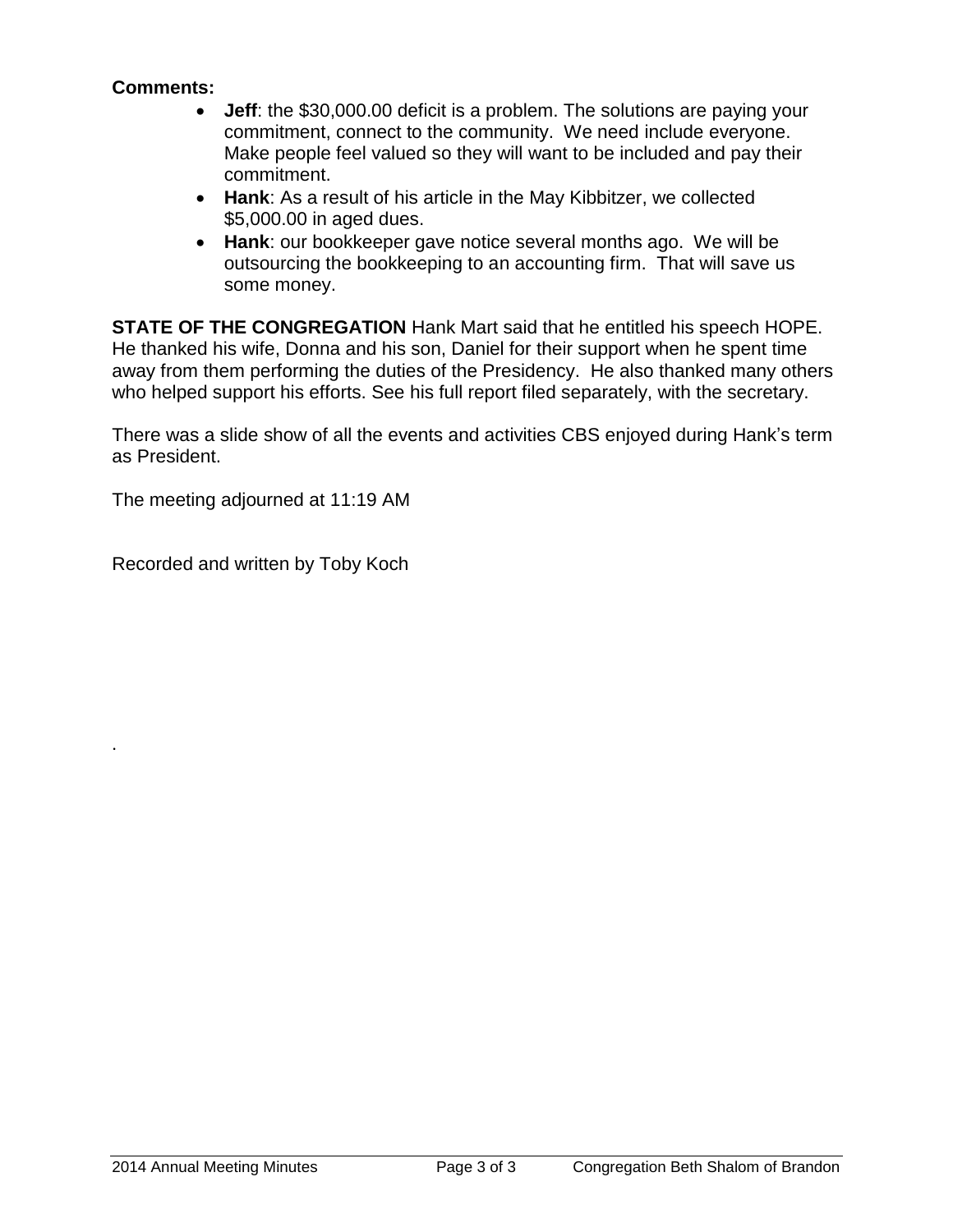**Comments:**

- **Jeff**: the $30,000.00 deficit is a problem. The solutions are paying your commitment, connect to the community. We need include everyone. Make people feel valued so they will want to be included and pay their commitment.
- **Hank**: As a result of his article in the May Kibbitzer, we collected $5,000.00 in aged dues.
- **Hank**: our bookkeeper gave notice several months ago. We will be outsourcing the bookkeeping to an accounting firm. That will save us some money.

**STATE OF THE CONGREGATION** Hank Mart said that he entitled his speech HOPE. He thanked his wife, Donna and his son, Daniel for their support when he spent time away from them performing the duties of the Presidency. He also thanked many others who helped support his efforts. See his full report filed separately, with the secretary.

There was a slide show of all the events and activities CBS enjoyed during Hank's term as President.

The meeting adjourned at 11:19 AM

Recorded and written by Toby Koch

.